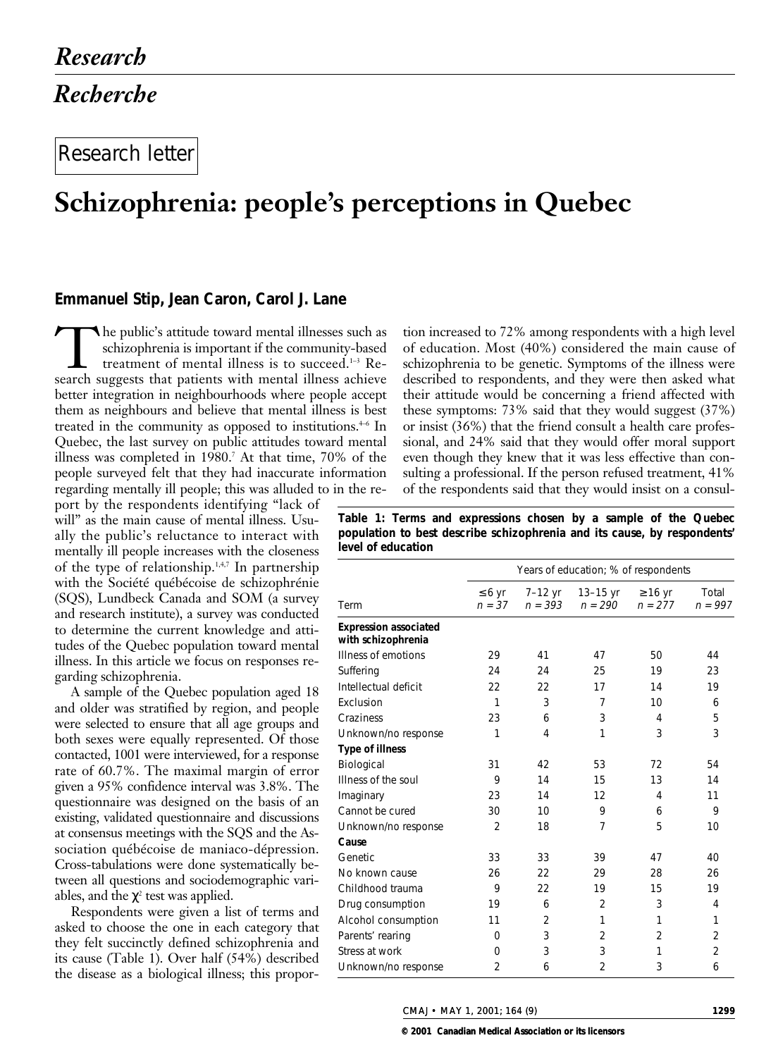# Research

# Recherche

Research letter

# Schizophrenia: people's perceptions in Quebec

**Emmanuel Stip, Jean Caron, Carol J. Lane**

The public's attitude toward mental illnesses such as schizophrenia is important if the community-based treatment of mental illness is to succeed.[1–3] Research suggests that patients with mental illness achieve better integration in neighbourhoods where people accept them as neighbours and believe that mental illness is best treated in the community as opposed to institutions.[4–6] In Quebec, the last survey on public attitudes toward mental illness was completed in 1980.[7] At that time, 70% of the people surveyed felt that they had inaccurate information regarding mentally ill people; this was alluded to in the report by the respondents identifying "lack of will" as the main cause of mental illness. Usually the public's reluctance to interact with mentally ill people increases with the closeness of the type of relationship.[1,4,7] In partnership with the Société québécoise de schizophrénie (SQS), Lundbeck Canada and SOM (a survey and research institute), a survey was conducted to determine the current knowledge and attitudes of the Quebec population toward mental illness. In this article we focus on responses regarding schizophrenia.

A sample of the Quebec population aged 18 and older was stratified by region, and people were selected to ensure that all age groups and both sexes were equally represented. Of those contacted, 1001 were interviewed, for a response rate of 60.7%. The maximal margin of error given a 95% confidence interval was 3.8%. The questionnaire was designed on the basis of an existing, validated questionnaire and discussions at consensus meetings with the SQS and the Association québécoise de maniaco-dépression. Cross-tabulations were done systematically between all questions and sociodemographic variables, and the $\chi^2$ test was applied.

Respondents were given a list of terms and asked to choose the one in each category that they felt succinctly defined schizophrenia and its cause (Table 1). Over half (54%) described the disease as a biological illness; this proportion increased to 72% among respondents with a high level of education. Most (40%) considered the main cause of schizophrenia to be genetic. Symptoms of the illness were described to respondents, and they were then asked what their attitude would be concerning a friend affected with these symptoms: 73% said that they would suggest (37%) or insist (36%) that the friend consult a health care professional, and 24% said that they would offer moral support even though they knew that it was less effective than consulting a professional. If the person refused treatment, 41% of the respondents said that they would insist on a consul-

**Table 1: Terms and expressions chosen by a sample of the Quebec population to best describe schizophrenia and its cause, by respondents' level of education**

| Term | Years of education; % of respondents | | | | |
|---|---|---|---|---|---|
| | ≤ 6 yr $n = 37$ | 7–12 yr $n = 393$ | 13–15 yr $n = 290$ | ≥ 16 yr $n = 277$ | Total $n = 997$ |
| **Expression associated with schizophrenia** | | | | | |
| Illness of emotions | 29 | 41 | 47 | 50 | 44 |
| Suffering | 24 | 24 | 25 | 19 | 23 |
| Intellectual deficit | 22 | 22 | 17 | 14 | 19 |
| Exclusion | 1 | 3 | 7 | 10 | 6 |
| Craziness | 23 | 6 | 3 | 4 | 5 |
| Unknown/no response | 1 | 4 | 1 | 3 | 3 |
| **Type of illness** | | | | | |
| Biological | 31 | 42 | 53 | 72 | 54 |
| Illness of the soul | 9 | 14 | 15 | 13 | 14 |
| Imaginary | 23 | 14 | 12 | 4 | 11 |
| Cannot be cured | 30 | 10 | 9 | 6 | 9 |
| Unknown/no response | 2 | 18 | 7 | 5 | 10 |
| **Cause** | | | | | |
| Genetic | 33 | 33 | 39 | 47 | 40 |
| No known cause | 26 | 22 | 29 | 28 | 26 |
| Childhood trauma | 9 | 22 | 19 | 15 | 19 |
| Drug consumption | 19 | 6 | 2 | 3 | 4 |
| Alcohol consumption | 11 | 2 | 1 | 1 | 1 |
| Parents' rearing | 0 | 3 | 2 | 2 | 2 |
| Stress at work | 0 | 3 | 3 | 1 | 2 |
| Unknown/no response | 2 | 6 | 2 | 3 | 6 |

© 2001 Canadian Medical Association or its licensors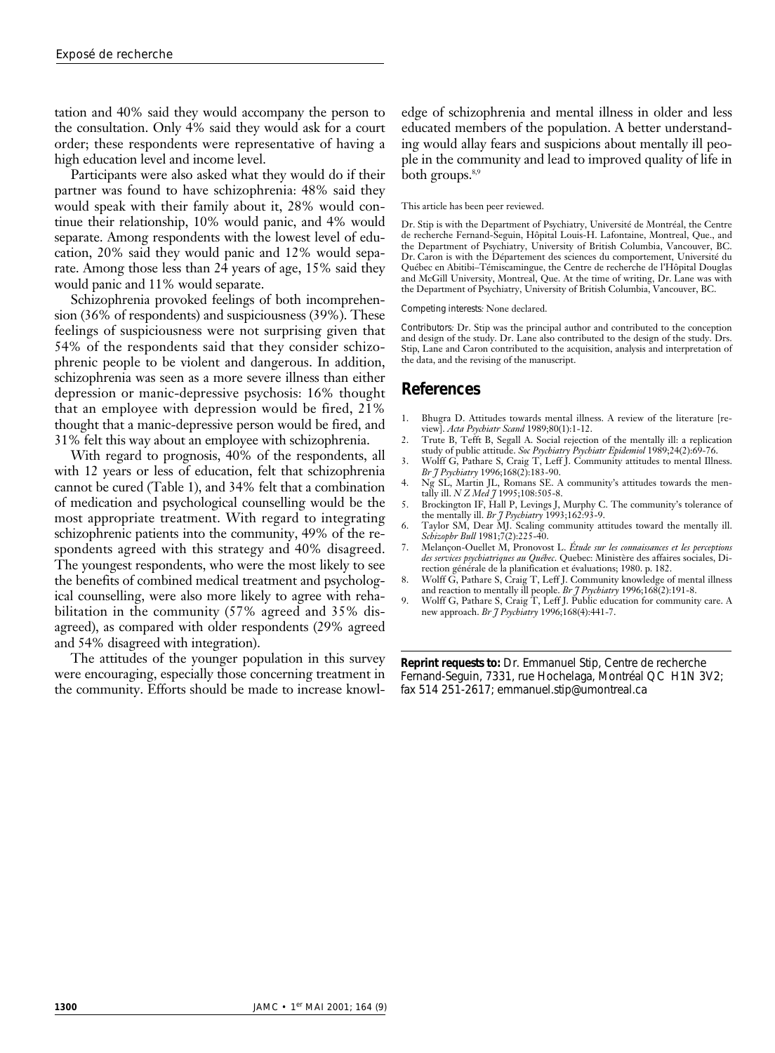tation and 40% said they would accompany the person to the consultation. Only 4% said they would ask for a court order; these respondents were representative of having a high education level and income level.

Participants were also asked what they would do if their partner was found to have schizophrenia: 48% said they would speak with their family about it, 28% would continue their relationship, 10% would panic, and 4% would separate. Among respondents with the lowest level of education, 20% said they would panic and 12% would separate. Among those less than 24 years of age, 15% said they would panic and 11% would separate.

Schizophrenia provoked feelings of both incomprehension (36% of respondents) and suspiciousness (39%). These feelings of suspiciousness were not surprising given that 54% of the respondents said that they consider schizophrenic people to be violent and dangerous. In addition, schizophrenia was seen as a more severe illness than either depression or manic-depressive psychosis: 16% thought that an employee with depression would be fired, 21% thought that a manic-depressive person would be fired, and 31% felt this way about an employee with schizophrenia.

With regard to prognosis, 40% of the respondents, all with 12 years or less of education, felt that schizophrenia cannot be cured (Table 1), and 34% felt that a combination of medication and psychological counselling would be the most appropriate treatment. With regard to integrating schizophrenic patients into the community, 49% of the respondents agreed with this strategy and 40% disagreed. The youngest respondents, who were the most likely to see the benefits of combined medical treatment and psychological counselling, were also more likely to agree with rehabilitation in the community (57% agreed and 35% disagreed), as compared with older respondents (29% agreed and 54% disagreed with integration).

The attitudes of the younger population in this survey were encouraging, especially those concerning treatment in the community. Efforts should be made to increase knowledge of schizophrenia and mental illness in older and less educated members of the population. A better understanding would allay fears and suspicions about mentally ill people in the community and lead to improved quality of life in both groups.[8,9]

This article has been peer reviewed.

Dr. Stip is with the Department of Psychiatry, Université de Montréal, the Centre de recherche Fernand-Seguin, Hôpital Louis-H. Lafontaine, Montreal, Que., and the Department of Psychiatry, University of British Columbia, Vancouver, BC. Dr. Caron is with the Département des sciences du comportement, Université du Québec en Abitibi–Témiscamingue, the Centre de recherche de l'Hôpital Douglas and McGill University, Montreal, Que. At the time of writing, Dr. Lane was with the Department of Psychiatry, University of British Columbia, Vancouver, BC.

*Competing interests:* None declared.

*Contributors:* Dr. Stip was the principal author and contributed to the conception and design of the study. Dr. Lane also contributed to the design of the study. Drs. Stip, Lane and Caron contributed to the acquisition, analysis and interpretation of the data, and the revising of the manuscript.

## References

1. Bhugra D. Attitudes towards mental illness. A review of the literature [review]. *Acta Psychiatr Scand* 1989;80(1):1-12.
2. Trute B, Tefft B, Segall A. Social rejection of the mentally ill: a replication study of public attitude. *Soc Psychiatry Psychiatr Epidemiol* 1989;24(2):69-76.
3. Wolff G, Pathare S, Craig T, Leff J. Community attitudes to mental Illness. *Br J Psychiatry* 1996;168(2):183-90.
4. Ng SL, Martin JL, Romans SE. A community's attitudes towards the mentally ill. *N Z Med J* 1995;108:505-8.
5. Brockington IF, Hall P, Levings J, Murphy C. The community's tolerance of the mentally ill. *Br J Psychiatry* 1993;162:93-9.
6. Taylor SM, Dear MJ. Scaling community attitudes toward the mentally ill. *Schizophr Bull* 1981;7(2):225-40.
7. Melançon-Ouellet M, Pronovost L. *Étude sur les connaissances et les perceptions des services psychiatriques au Québec*. Quebec: Ministère des affaires sociales, Direction générale de la planification et évaluations; 1980. p. 182.
8. Wolff G, Pathare S, Craig T, Leff J. Community knowledge of mental illness and reaction to mentally ill people. *Br J Psychiatry* 1996;168(2):191-8.
9. Wolff G, Pathare S, Craig T, Leff J. Public education for community care. A new approach. *Br J Psychiatry* 1996;168(4):441-7.

**Reprint requests to:** Dr. Emmanuel Stip, Centre de recherche Fernand-Seguin, 7331, rue Hochelaga, Montréal QC H1N 3V2; fax 514 251-2617; emmanuel.stip@umontreal.ca